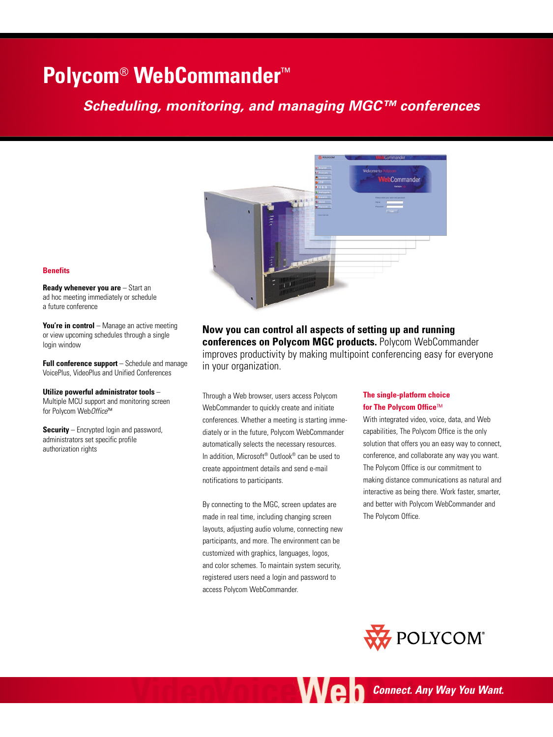# Polycom® WebCommander™

## *Scheduling, monitoring, and managing MGC™ conferences*

### Benefits

**Ready whenever you are** – Start an ad hoc meeting immediately or schedule a future conference

**You're in control** – Manage an active meeting or view upcoming schedules through a single login window

**Full conference support** – Schedule and manage VoicePlus, VideoPlus and Unified Conferences

**Utilize powerful administrator tools** – Multiple MCU support and monitoring screen for Polycom Web*Office*™

**Security** – Encrypted login and password, administrators set specific profile authorization rights

**Now you can control all aspects of setting up and running conferences on Polycom MGC products.** Polycom WebCommander improves productivity by making multipoint conferencing easy for everyone in your organization.

Through a Web browser, users access Polycom WebCommander to quickly create and initiate conferences. Whether a meeting is starting immediately or in the future, Polycom WebCommander automatically selects the necessary resources. In addition, Microsoft® Outlook® can be used to create appointment details and send e-mail notifications to participants.

By connecting to the MGC, screen updates are made in real time, including changing screen layouts, adjusting audio volume, connecting new participants, and more. The environment can be customized with graphics, languages, logos, and color schemes. To maintain system security, registered users need a login and password to access Polycom WebCommander.

### The single-platform choice for The Polycom Office™

With integrated video, voice, data, and Web capabilities, The Polycom Office is the only solution that offers you an easy way to connect, conference, and collaborate any way you want. The Polycom Office is our commitment to making distance communications as natural and interactive as being there. Work faster, smarter, and better with Polycom WebCommander and The Polycom Office.

POLYCOM®

VideoVoiceWeb *Connect. Any Way You Want.*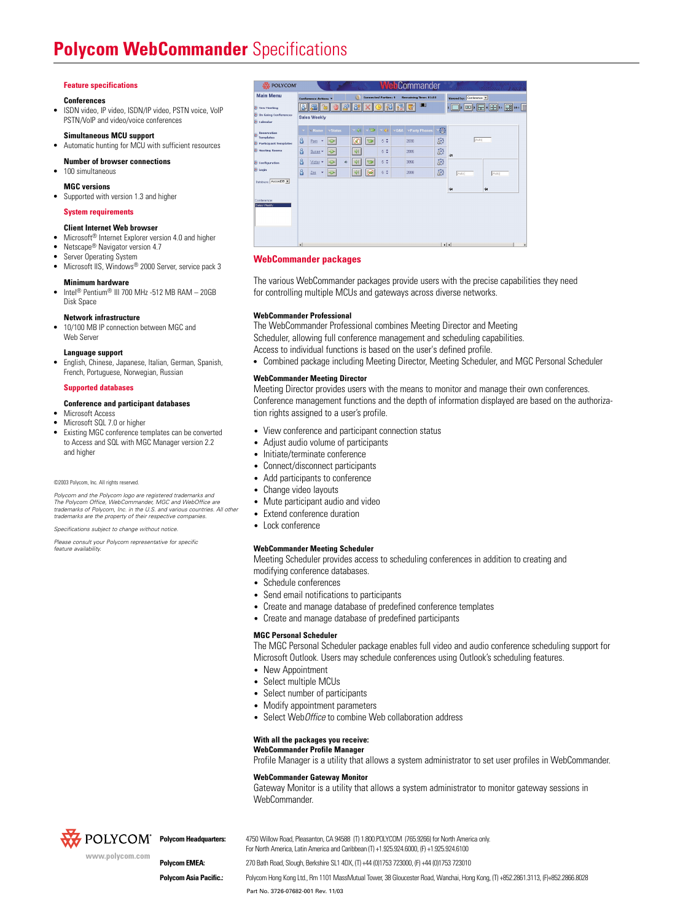# Polycom WebCommander Specifications

## Feature specifications

**Conferences**

- ISDN video, IP video, ISDN/IP video, PSTN voice, VoIP PSTN/VoIP and video/voice conferences

**Simultaneous MCU support**

- Automatic hunting for MCU with sufficient resources

**Number of browser connections**

- 100 simultaneous

**MGC versions**

- Supported with version 1.3 and higher

## System requirements

**Client Internet Web browser**

- Microsoft® Internet Explorer version 4.0 and higher
- Netscape® Navigator version 4.7
- Server Operating System
- Microsoft IIS, Windows® 2000 Server, service pack 3

**Minimum hardware**

- Intel® Pentium® III 700 MHz -512 MB RAM – 20GB Disk Space

**Network infrastructure**

- 10/100 MB IP connection between MGC and Web Server

**Language support**

- English, Chinese, Japanese, Italian, German, Spanish, French, Portuguese, Norwegian, Russian

## Supported databases

**Conference and participant databases**

- Microsoft Access
- Microsoft SQL 7.0 or higher
- Existing MGC conference templates can be converted to Access and SQL with MGC Manager version 2.2 and higher

©2003 Polycom, Inc. All rights reserved.

*Polycom and the Polycom logo are registered trademarks and The Polycom Office, WebCommander, MGC and WebOffice are trademarks of Polycom, Inc. in the U.S. and various countries. All other trademarks are the property of their respective companies.*

*Specifications subject to change without notice.*

*Please consult your Polycom representative for specific feature availability.*

## WebCommander packages

The various WebCommander packages provide users with the precise capabilities they need for controlling multiple MCUs and gateways across diverse networks.

**WebCommander Professional**

The WebCommander Professional combines Meeting Director and Meeting Scheduler, allowing full conference management and scheduling capabilities. Access to individual functions is based on the user's defined profile.

- Combined package including Meeting Director, Meeting Scheduler, and MGC Personal Scheduler

**WebCommander Meeting Director**

Meeting Director provides users with the means to monitor and manage their own conferences. Conference management functions and the depth of information displayed are based on the authorization rights assigned to a user's profile.

- View conference and participant connection status
- Adjust audio volume of participants
- Initiate/terminate conference
- Connect/disconnect participants
- Add participants to conference
- Change video layouts
- Mute participant audio and video
- Extend conference duration
- Lock conference

**WebCommander Meeting Scheduler**

Meeting Scheduler provides access to scheduling conferences in addition to creating and modifying conference databases.

- Schedule conferences
- Send email notifications to participants
- Create and manage database of predefined conference templates
- Create and manage database of predefined participants

**MGC Personal Scheduler**

The MGC Personal Scheduler package enables full video and audio conference scheduling support for Microsoft Outlook. Users may schedule conferences using Outlook's scheduling features.

- New Appointment
- Select multiple MCUs
- Select number of participants
- Modify appointment parameters
- Select Web*Office* to combine Web collaboration address

**With all the packages you receive:**

**WebCommander Profile Manager**

Profile Manager is a utility that allows a system administrator to set user profiles in WebCommander.

**WebCommander Gateway Monitor**

Gateway Monitor is a utility that allows a system administrator to monitor gateway sessions in WebCommander.

POLYCOM®
www.polycom.com

**Polycom Headquarters:** 4750 Willow Road, Pleasanton, CA 94588 (T) 1.800.POLYCOM (765.9266) for North America only. For North America, Latin America and Caribbean (T) +1.925.924.6000, (F) +1.925.924.6100

**Polycom EMEA:** 270 Bath Road, Slough, Berkshire SL1 4DX, (T) +44 (0)1753 723000, (F) +44 (0)1753 723010

**Polycom Asia Pacific.:** Polycom Hong Kong Ltd., Rm 1101 MassMutual Tower, 38 Gloucester Road, Wanchai, Hong Kong, (T) +852.2861.3113, (F)+852.2866.8028

Part No. 3726-07682-001 Rev. 11/03